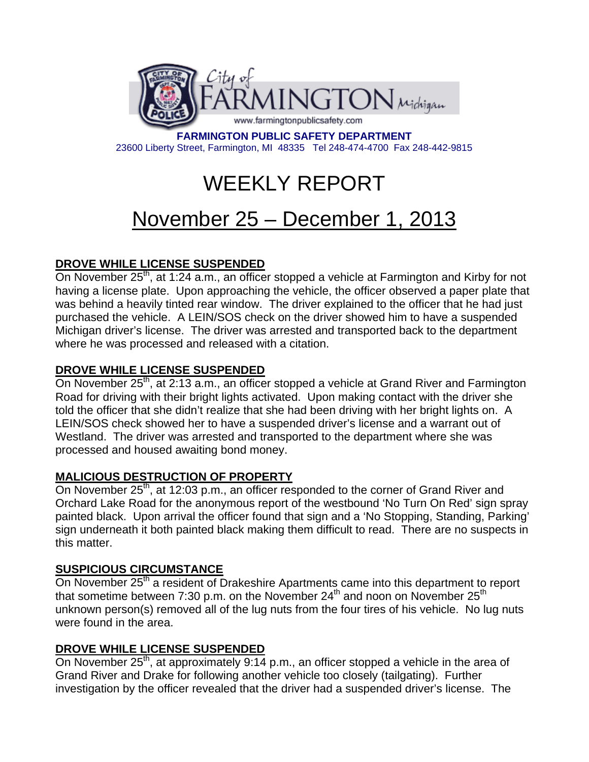City of FARMINGTON Michigan

www.farmingtonpublicsafety.com

**FARMINGTON PUBLIC SAFETY DEPARTMENT**
23600 Liberty Street, Farmington, MI 48335 Tel 248-474-4700 Fax 248-442-9815

# WEEKLY REPORT

# November 25 – December 1, 2013

## DROVE WHILE LICENSE SUSPENDED

On November 25th, at 1:24 a.m., an officer stopped a vehicle at Farmington and Kirby for not having a license plate. Upon approaching the vehicle, the officer observed a paper plate that was behind a heavily tinted rear window. The driver explained to the officer that he had just purchased the vehicle. A LEIN/SOS check on the driver showed him to have a suspended Michigan driver's license. The driver was arrested and transported back to the department where he was processed and released with a citation.

## DROVE WHILE LICENSE SUSPENDED

On November 25th, at 2:13 a.m., an officer stopped a vehicle at Grand River and Farmington Road for driving with their bright lights activated. Upon making contact with the driver she told the officer that she didn't realize that she had been driving with her bright lights on. A LEIN/SOS check showed her to have a suspended driver's license and a warrant out of Westland. The driver was arrested and transported to the department where she was processed and housed awaiting bond money.

## MALICIOUS DESTRUCTION OF PROPERTY

On November 25th, at 12:03 p.m., an officer responded to the corner of Grand River and Orchard Lake Road for the anonymous report of the westbound 'No Turn On Red' sign spray painted black. Upon arrival the officer found that sign and a 'No Stopping, Standing, Parking' sign underneath it both painted black making them difficult to read. There are no suspects in this matter.

## SUSPICIOUS CIRCUMSTANCE

On November 25th a resident of Drakeshire Apartments came into this department to report that sometime between 7:30 p.m. on the November 24th and noon on November 25th unknown person(s) removed all of the lug nuts from the four tires of his vehicle. No lug nuts were found in the area.

## DROVE WHILE LICENSE SUSPENDED

On November 25th, at approximately 9:14 p.m., an officer stopped a vehicle in the area of Grand River and Drake for following another vehicle too closely (tailgating). Further investigation by the officer revealed that the driver had a suspended driver's license. The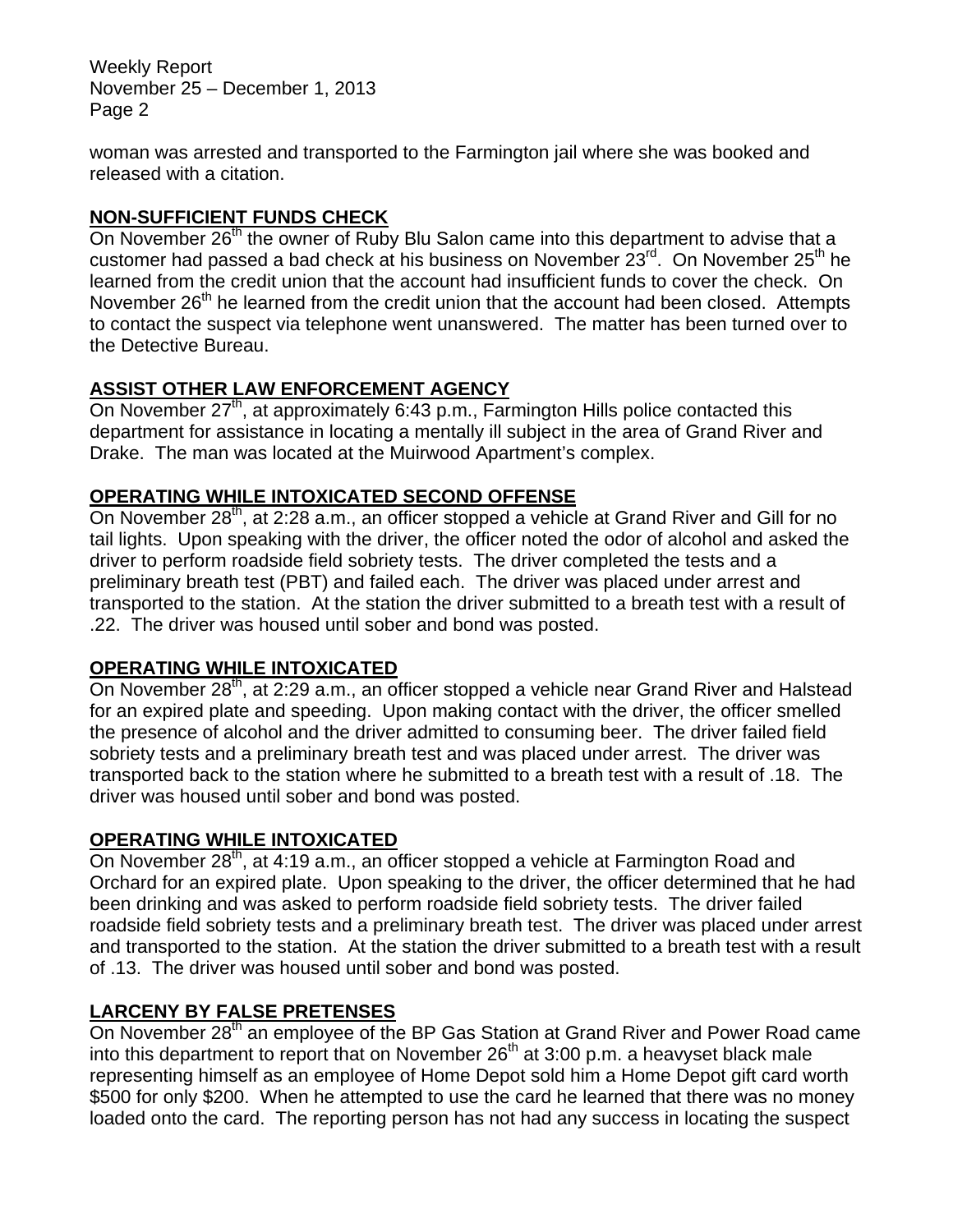woman was arrested and transported to the Farmington jail where she was booked and released with a citation.

## NON-SUFFICIENT FUNDS CHECK

On November 26th the owner of Ruby Blu Salon came into this department to advise that a customer had passed a bad check at his business on November 23rd. On November 25th he learned from the credit union that the account had insufficient funds to cover the check. On November 26th he learned from the credit union that the account had been closed. Attempts to contact the suspect via telephone went unanswered. The matter has been turned over to the Detective Bureau.

## ASSIST OTHER LAW ENFORCEMENT AGENCY

On November 27th, at approximately 6:43 p.m., Farmington Hills police contacted this department for assistance in locating a mentally ill subject in the area of Grand River and Drake. The man was located at the Muirwood Apartment's complex.

## OPERATING WHILE INTOXICATED SECOND OFFENSE

On November 28th, at 2:28 a.m., an officer stopped a vehicle at Grand River and Gill for no tail lights. Upon speaking with the driver, the officer noted the odor of alcohol and asked the driver to perform roadside field sobriety tests. The driver completed the tests and a preliminary breath test (PBT) and failed each. The driver was placed under arrest and transported to the station. At the station the driver submitted to a breath test with a result of .22. The driver was housed until sober and bond was posted.

## OPERATING WHILE INTOXICATED

On November 28th, at 2:29 a.m., an officer stopped a vehicle near Grand River and Halstead for an expired plate and speeding. Upon making contact with the driver, the officer smelled the presence of alcohol and the driver admitted to consuming beer. The driver failed field sobriety tests and a preliminary breath test and was placed under arrest. The driver was transported back to the station where he submitted to a breath test with a result of .18. The driver was housed until sober and bond was posted.

## OPERATING WHILE INTOXICATED

On November 28th, at 4:19 a.m., an officer stopped a vehicle at Farmington Road and Orchard for an expired plate. Upon speaking to the driver, the officer determined that he had been drinking and was asked to perform roadside field sobriety tests. The driver failed roadside field sobriety tests and a preliminary breath test. The driver was placed under arrest and transported to the station. At the station the driver submitted to a breath test with a result of .13. The driver was housed until sober and bond was posted.

## LARCENY BY FALSE PRETENSES

On November 28th an employee of the BP Gas Station at Grand River and Power Road came into this department to report that on November 26th at 3:00 p.m. a heavyset black male representing himself as an employee of Home Depot sold him a Home Depot gift card worth $500 for only $200. When he attempted to use the card he learned that there was no money loaded onto the card. The reporting person has not had any success in locating the suspect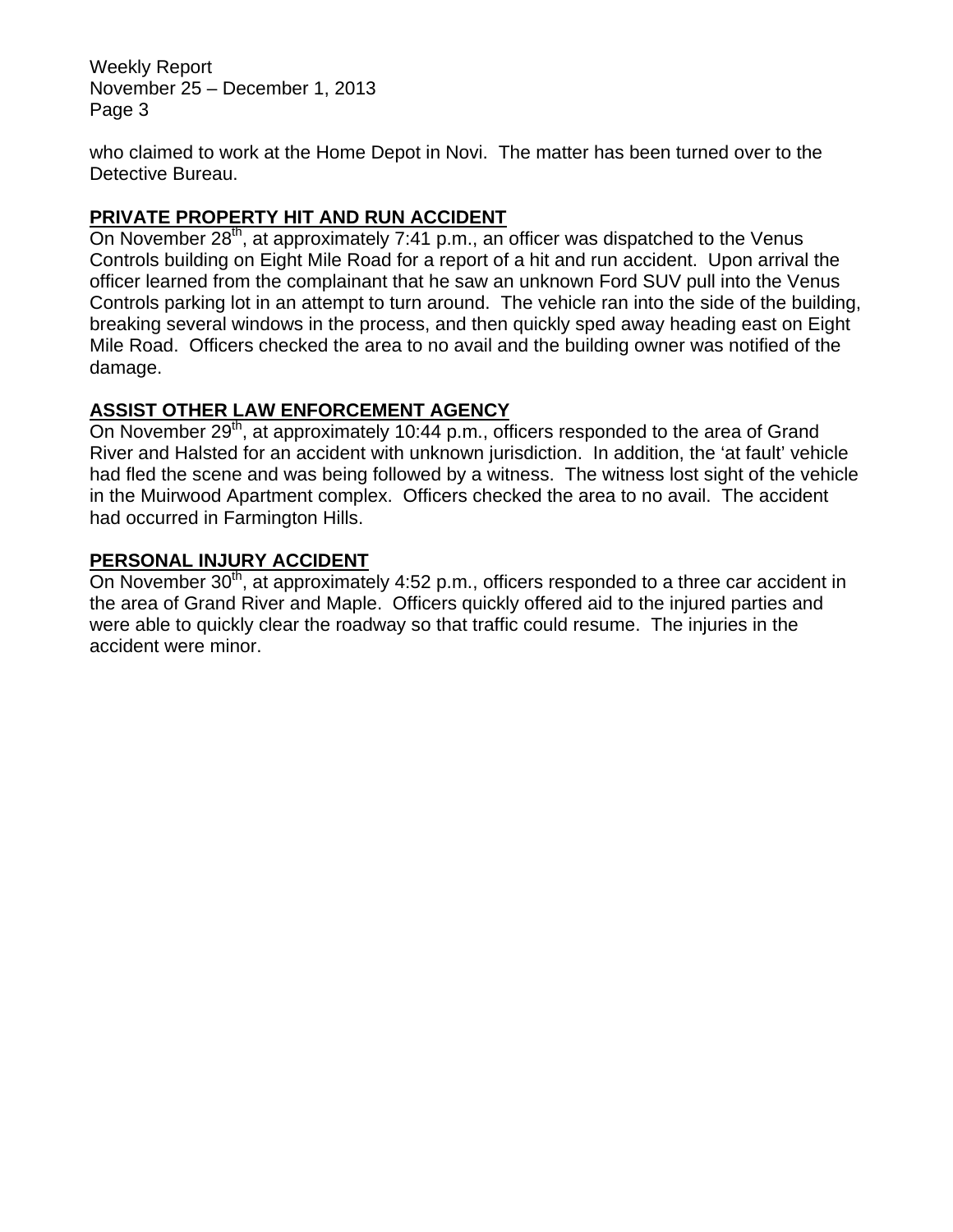who claimed to work at the Home Depot in Novi. The matter has been turned over to the Detective Bureau.

## PRIVATE PROPERTY HIT AND RUN ACCIDENT

On November 28th, at approximately 7:41 p.m., an officer was dispatched to the Venus Controls building on Eight Mile Road for a report of a hit and run accident. Upon arrival the officer learned from the complainant that he saw an unknown Ford SUV pull into the Venus Controls parking lot in an attempt to turn around. The vehicle ran into the side of the building, breaking several windows in the process, and then quickly sped away heading east on Eight Mile Road. Officers checked the area to no avail and the building owner was notified of the damage.

## ASSIST OTHER LAW ENFORCEMENT AGENCY

On November 29th, at approximately 10:44 p.m., officers responded to the area of Grand River and Halsted for an accident with unknown jurisdiction. In addition, the 'at fault' vehicle had fled the scene and was being followed by a witness. The witness lost sight of the vehicle in the Muirwood Apartment complex. Officers checked the area to no avail. The accident had occurred in Farmington Hills.

## PERSONAL INJURY ACCIDENT

On November 30th, at approximately 4:52 p.m., officers responded to a three car accident in the area of Grand River and Maple. Officers quickly offered aid to the injured parties and were able to quickly clear the roadway so that traffic could resume. The injuries in the accident were minor.